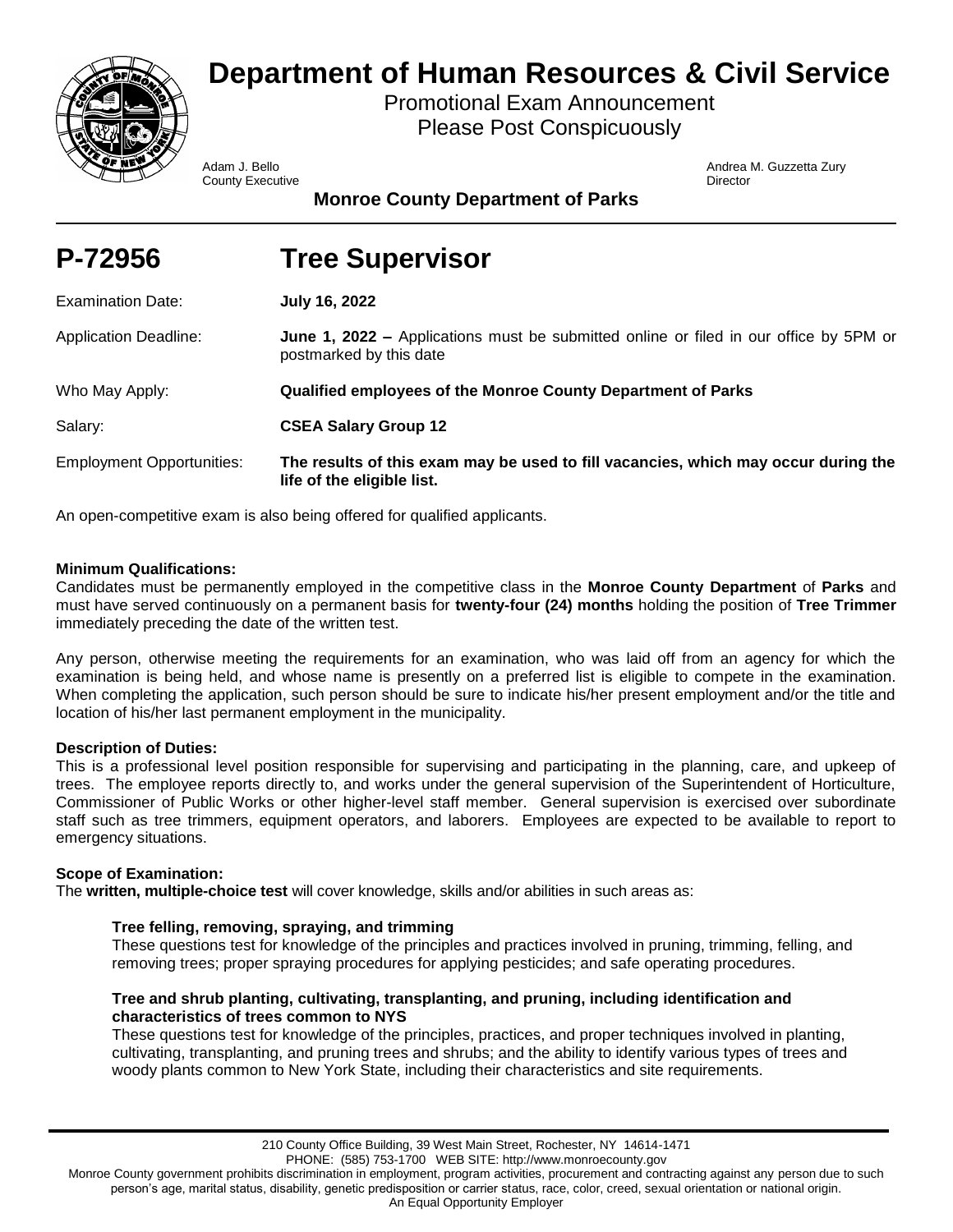# Department of Human Resources & Civil Service

Promotional Exam Announcement
Please Post Conspicuously

Adam J. Bello
County Executive

Andrea M. Guzzetta Zury
Director

**Monroe County Department of Parks**

# P-72956 Tree Supervisor

Examination Date: **July 16, 2022**

Application Deadline: **June 1, 2022 –** Applications must be submitted online or filed in our office by 5PM or postmarked by this date

Who May Apply: **Qualified employees of the Monroe County Department of Parks**

Salary: **CSEA Salary Group 12**

Employment Opportunities: **The results of this exam may be used to fill vacancies, which may occur during the life of the eligible list.**

An open-competitive exam is also being offered for qualified applicants.

**Minimum Qualifications:**
Candidates must be permanently employed in the competitive class in the **Monroe County Department** of **Parks** and must have served continuously on a permanent basis for **twenty-four (24) months** holding the position of **Tree Trimmer** immediately preceding the date of the written test.

Any person, otherwise meeting the requirements for an examination, who was laid off from an agency for which the examination is being held, and whose name is presently on a preferred list is eligible to compete in the examination. When completing the application, such person should be sure to indicate his/her present employment and/or the title and location of his/her last permanent employment in the municipality.

**Description of Duties:**
This is a professional level position responsible for supervising and participating in the planning, care, and upkeep of trees. The employee reports directly to, and works under the general supervision of the Superintendent of Horticulture, Commissioner of Public Works or other higher-level staff member. General supervision is exercised over subordinate staff such as tree trimmers, equipment operators, and laborers. Employees are expected to be available to report to emergency situations.

**Scope of Examination:**
The **written, multiple-choice test** will cover knowledge, skills and/or abilities in such areas as:

**Tree felling, removing, spraying, and trimming**
These questions test for knowledge of the principles and practices involved in pruning, trimming, felling, and removing trees; proper spraying procedures for applying pesticides; and safe operating procedures.

**Tree and shrub planting, cultivating, transplanting, and pruning, including identification and characteristics of trees common to NYS**
These questions test for knowledge of the principles, practices, and proper techniques involved in planting, cultivating, transplanting, and pruning trees and shrubs; and the ability to identify various types of trees and woody plants common to New York State, including their characteristics and site requirements.

210 County Office Building, 39 West Main Street, Rochester, NY 14614-1471
PHONE: (585) 753-1700 WEB SITE: http://www.monroecounty.gov
Monroe County government prohibits discrimination in employment, program activities, procurement and contracting against any person due to such person's age, marital status, disability, genetic predisposition or carrier status, race, color, creed, sexual orientation or national origin.
An Equal Opportunity Employer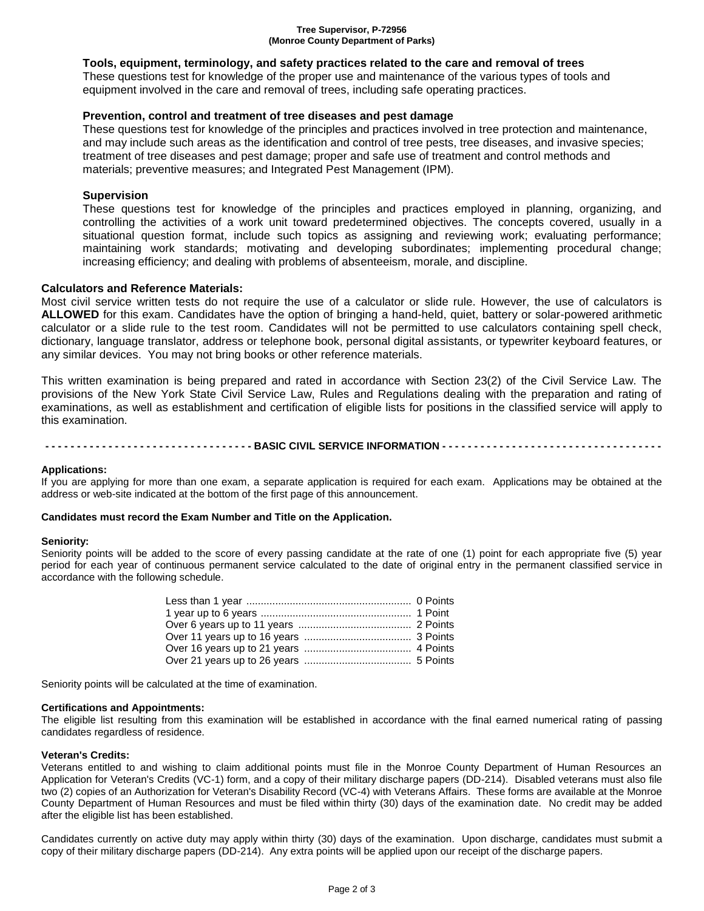### Tools, equipment, terminology, and safety practices related to the care and removal of trees

These questions test for knowledge of the proper use and maintenance of the various types of tools and equipment involved in the care and removal of trees, including safe operating practices.

### Prevention, control and treatment of tree diseases and pest damage

These questions test for knowledge of the principles and practices involved in tree protection and maintenance, and may include such areas as the identification and control of tree pests, tree diseases, and invasive species; treatment of tree diseases and pest damage; proper and safe use of treatment and control methods and materials; preventive measures; and Integrated Pest Management (IPM).

### Supervision

These questions test for knowledge of the principles and practices employed in planning, organizing, and controlling the activities of a work unit toward predetermined objectives. The concepts covered, usually in a situational question format, include such topics as assigning and reviewing work; evaluating performance; maintaining work standards; motivating and developing subordinates; implementing procedural change; increasing efficiency; and dealing with problems of absenteeism, morale, and discipline.

**Calculators and Reference Materials:**

Most civil service written tests do not require the use of a calculator or slide rule. However, the use of calculators is **ALLOWED** for this exam. Candidates have the option of bringing a hand-held, quiet, battery or solar-powered arithmetic calculator or a slide rule to the test room. Candidates will not be permitted to use calculators containing spell check, dictionary, language translator, address or telephone book, personal digital assistants, or typewriter keyboard features, or any similar devices. You may not bring books or other reference materials.

This written examination is being prepared and rated in accordance with Section 23(2) of the Civil Service Law. The provisions of the New York State Civil Service Law, Rules and Regulations dealing with the preparation and rating of examinations, as well as establishment and certification of eligible lists for positions in the classified service will apply to this examination.

## BASIC CIVIL SERVICE INFORMATION

**Applications:**

If you are applying for more than one exam, a separate application is required for each exam. Applications may be obtained at the address or web-site indicated at the bottom of the first page of this announcement.

**Candidates must record the Exam Number and Title on the Application.**

**Seniority:**

Seniority points will be added to the score of every passing candidate at the rate of one (1) point for each appropriate five (5) year period for each year of continuous permanent service calculated to the date of original entry in the permanent classified service in accordance with the following schedule.

| | |
|---|---|
| Less than 1 year | 0 Points |
| 1 year up to 6 years | 1 Point |
| Over 6 years up to 11 years | 2 Points |
| Over 11 years up to 16 years | 3 Points |
| Over 16 years up to 21 years | 4 Points |
| Over 21 years up to 26 years | 5 Points |

Seniority points will be calculated at the time of examination.

**Certifications and Appointments:**

The eligible list resulting from this examination will be established in accordance with the final earned numerical rating of passing candidates regardless of residence.

**Veteran's Credits:**

Veterans entitled to and wishing to claim additional points must file in the Monroe County Department of Human Resources an Application for Veteran's Credits (VC-1) form, and a copy of their military discharge papers (DD-214). Disabled veterans must also file two (2) copies of an Authorization for Veteran's Disability Record (VC-4) with Veterans Affairs. These forms are available at the Monroe County Department of Human Resources and must be filed within thirty (30) days of the examination date. No credit may be added after the eligible list has been established.

Candidates currently on active duty may apply within thirty (30) days of the examination. Upon discharge, candidates must submit a copy of their military discharge papers (DD-214). Any extra points will be applied upon our receipt of the discharge papers.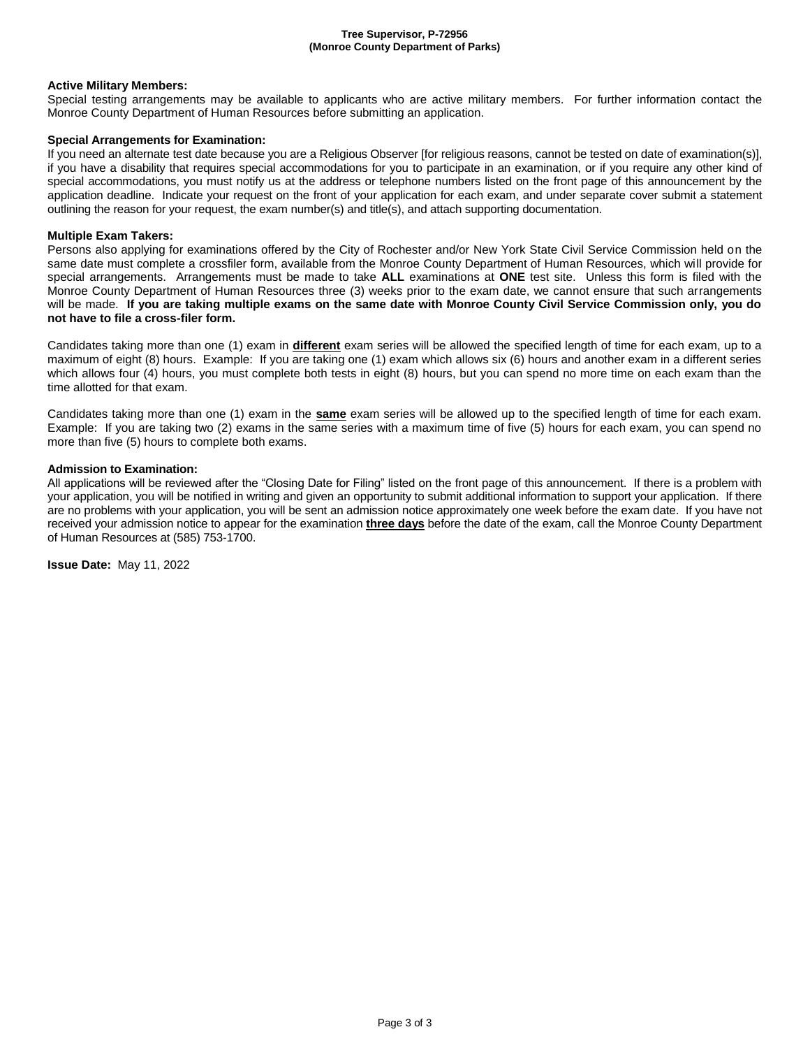**Active Military Members:**
Special testing arrangements may be available to applicants who are active military members. For further information contact the Monroe County Department of Human Resources before submitting an application.

**Special Arrangements for Examination:**
If you need an alternate test date because you are a Religious Observer [for religious reasons, cannot be tested on date of examination(s)], if you have a disability that requires special accommodations for you to participate in an examination, or if you require any other kind of special accommodations, you must notify us at the address or telephone numbers listed on the front page of this announcement by the application deadline. Indicate your request on the front of your application for each exam, and under separate cover submit a statement outlining the reason for your request, the exam number(s) and title(s), and attach supporting documentation.

**Multiple Exam Takers:**
Persons also applying for examinations offered by the City of Rochester and/or New York State Civil Service Commission held on the same date must complete a crossfiler form, available from the Monroe County Department of Human Resources, which will provide for special arrangements. Arrangements must be made to take **ALL** examinations at **ONE** test site. Unless this form is filed with the Monroe County Department of Human Resources three (3) weeks prior to the exam date, we cannot ensure that such arrangements will be made. **If you are taking multiple exams on the same date with Monroe County Civil Service Commission only, you do not have to file a cross-filer form.**

Candidates taking more than one (1) exam in **different** exam series will be allowed the specified length of time for each exam, up to a maximum of eight (8) hours. Example: If you are taking one (1) exam which allows six (6) hours and another exam in a different series which allows four (4) hours, you must complete both tests in eight (8) hours, but you can spend no more time on each exam than the time allotted for that exam.

Candidates taking more than one (1) exam in the **same** exam series will be allowed up to the specified length of time for each exam. Example: If you are taking two (2) exams in the same series with a maximum time of five (5) hours for each exam, you can spend no more than five (5) hours to complete both exams.

**Admission to Examination:**
All applications will be reviewed after the "Closing Date for Filing" listed on the front page of this announcement. If there is a problem with your application, you will be notified in writing and given an opportunity to submit additional information to support your application. If there are no problems with your application, you will be sent an admission notice approximately one week before the exam date. If you have not received your admission notice to appear for the examination **three days** before the date of the exam, call the Monroe County Department of Human Resources at (585) 753-1700.

**Issue Date:** May 11, 2022